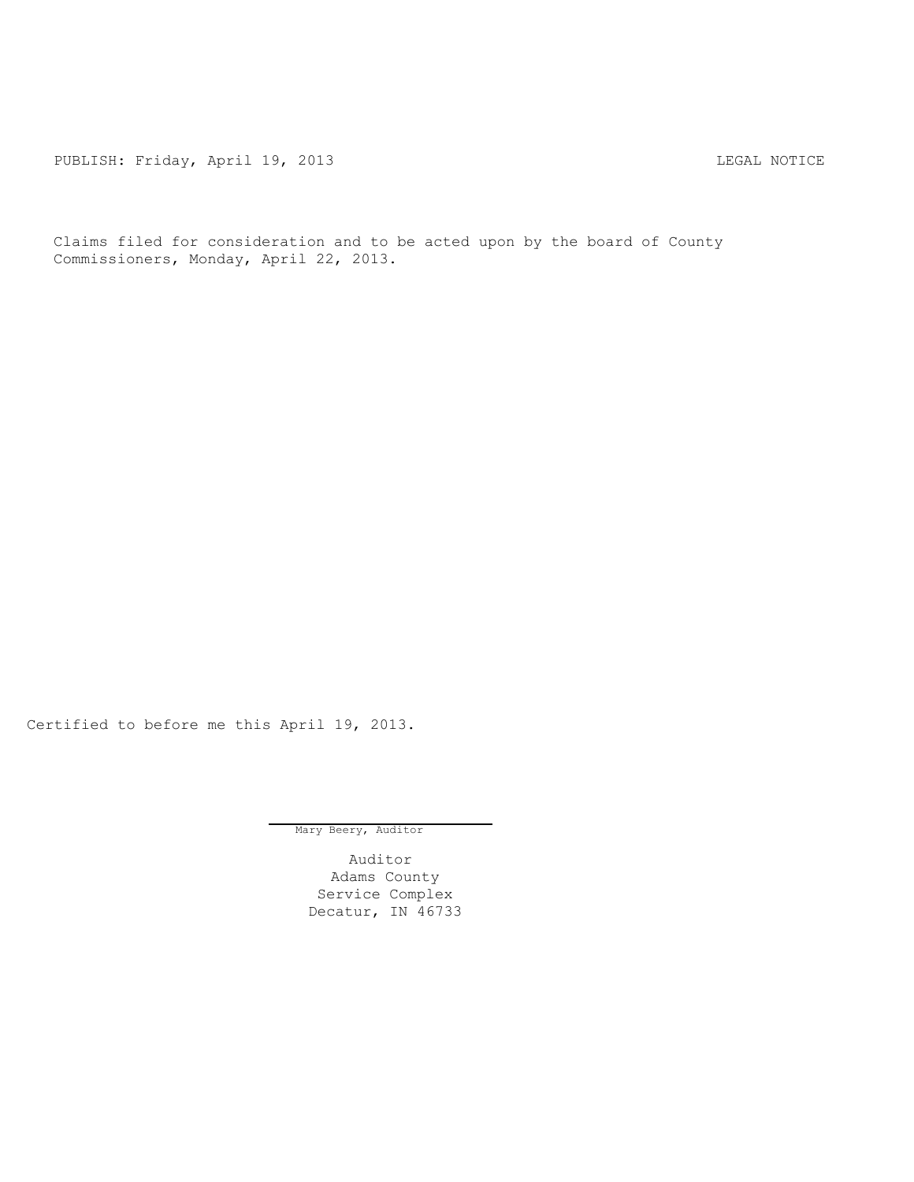PUBLISH: Friday, April 19, 2013 LEGAL NOTICE

Claims filed for consideration and to be acted upon by the board of County Commissioners, Monday, April 22, 2013.

Certified to before me this April 19, 2013.

Mary Beery, Auditor

Auditor
Adams County
Service Complex
Decatur, IN 46733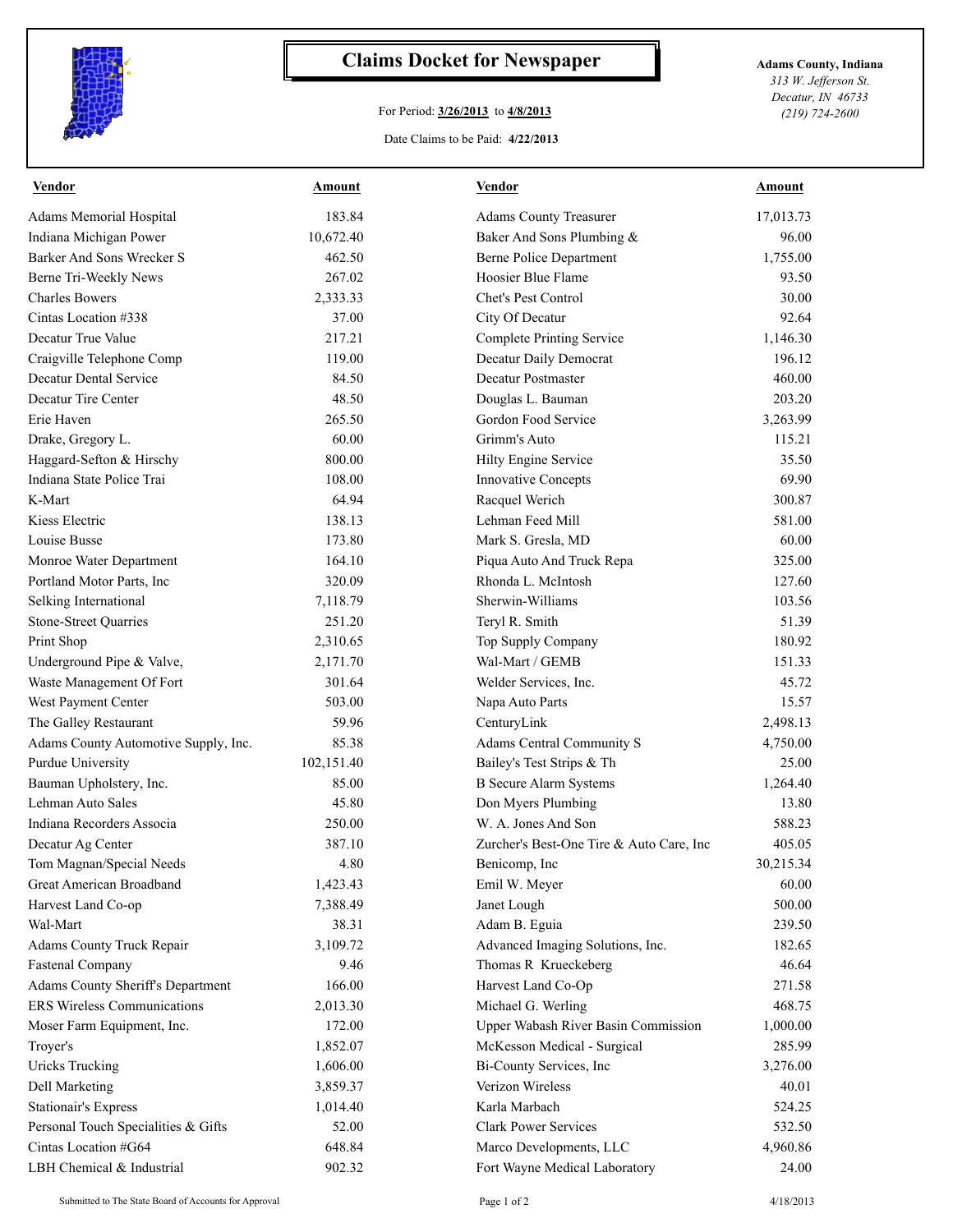# Claims Docket for Newspaper

For Period: **3/26/2013** to **4/8/2013**

Date Claims to be Paid: **4/22/2013**

**Adams County, Indiana**
*313 W. Jefferson St.*
*Decatur, IN 46733*
*(219) 724-2600*

| Vendor | Amount | Vendor | Amount |
|---|---|---|---|
| Adams Memorial Hospital | 183.84 | Adams County Treasurer | 17,013.73 |
| Indiana Michigan Power | 10,672.40 | Baker And Sons Plumbing & | 96.00 |
| Barker And Sons Wrecker S | 462.50 | Berne Police Department | 1,755.00 |
| Berne Tri-Weekly News | 267.02 | Hoosier Blue Flame | 93.50 |
| Charles Bowers | 2,333.33 | Chet's Pest Control | 30.00 |
| Cintas Location #338 | 37.00 | City Of Decatur | 92.64 |
| Decatur True Value | 217.21 | Complete Printing Service | 1,146.30 |
| Craigville Telephone Comp | 119.00 | Decatur Daily Democrat | 196.12 |
| Decatur Dental Service | 84.50 | Decatur Postmaster | 460.00 |
| Decatur Tire Center | 48.50 | Douglas L. Bauman | 203.20 |
| Erie Haven | 265.50 | Gordon Food Service | 3,263.99 |
| Drake, Gregory L. | 60.00 | Grimm's Auto | 115.21 |
| Haggard-Sefton & Hirschy | 800.00 | Hilty Engine Service | 35.50 |
| Indiana State Police Trai | 108.00 | Innovative Concepts | 69.90 |
| K-Mart | 64.94 | Racquel Werich | 300.87 |
| Kiess Electric | 138.13 | Lehman Feed Mill | 581.00 |
| Louise Busse | 173.80 | Mark S. Gresla, MD | 60.00 |
| Monroe Water Department | 164.10 | Piqua Auto And Truck Repa | 325.00 |
| Portland Motor Parts, Inc | 320.09 | Rhonda L. McIntosh | 127.60 |
| Selking International | 7,118.79 | Sherwin-Williams | 103.56 |
| Stone-Street Quarries | 251.20 | Teryl R. Smith | 51.39 |
| Print Shop | 2,310.65 | Top Supply Company | 180.92 |
| Underground Pipe & Valve, | 2,171.70 | Wal-Mart / GEMB | 151.33 |
| Waste Management Of Fort | 301.64 | Welder Services, Inc. | 45.72 |
| West Payment Center | 503.00 | Napa Auto Parts | 15.57 |
| The Galley Restaurant | 59.96 | CenturyLink | 2,498.13 |
| Adams County Automotive Supply, Inc. | 85.38 | Adams Central Community S | 4,750.00 |
| Purdue University | 102,151.40 | Bailey's Test Strips & Th | 25.00 |
| Bauman Upholstery, Inc. | 85.00 | B Secure Alarm Systems | 1,264.40 |
| Lehman Auto Sales | 45.80 | Don Myers Plumbing | 13.80 |
| Indiana Recorders Associa | 250.00 | W. A. Jones And Son | 588.23 |
| Decatur Ag Center | 387.10 | Zurcher's Best-One Tire & Auto Care, Inc | 405.05 |
| Tom Magnan/Special Needs | 4.80 | Benicomp, Inc | 30,215.34 |
| Great American Broadband | 1,423.43 | Emil W. Meyer | 60.00 |
| Harvest Land Co-op | 7,388.49 | Janet Lough | 500.00 |
| Wal-Mart | 38.31 | Adam B. Eguia | 239.50 |
| Adams County Truck Repair | 3,109.72 | Advanced Imaging Solutions, Inc. | 182.65 |
| Fastenal Company | 9.46 | Thomas R Krueckeberg | 46.64 |
| Adams County Sheriff's Department | 166.00 | Harvest Land Co-Op | 271.58 |
| ERS Wireless Communications | 2,013.30 | Michael G. Werling | 468.75 |
| Moser Farm Equipment, Inc. | 172.00 | Upper Wabash River Basin Commission | 1,000.00 |
| Troyer's | 1,852.07 | McKesson Medical - Surgical | 285.99 |
| Uricks Trucking | 1,606.00 | Bi-County Services, Inc | 3,276.00 |
| Dell Marketing | 3,859.37 | Verizon Wireless | 40.01 |
| Stationair's Express | 1,014.40 | Karla Marbach | 524.25 |
| Personal Touch Specialities & Gifts | 52.00 | Clark Power Services | 532.50 |
| Cintas Location #G64 | 648.84 | Marco Developments, LLC | 4,960.86 |
| LBH Chemical & Industrial | 902.32 | Fort Wayne Medical Laboratory | 24.00 |

Submitted to The State Board of Accounts for Approval

4/18/2013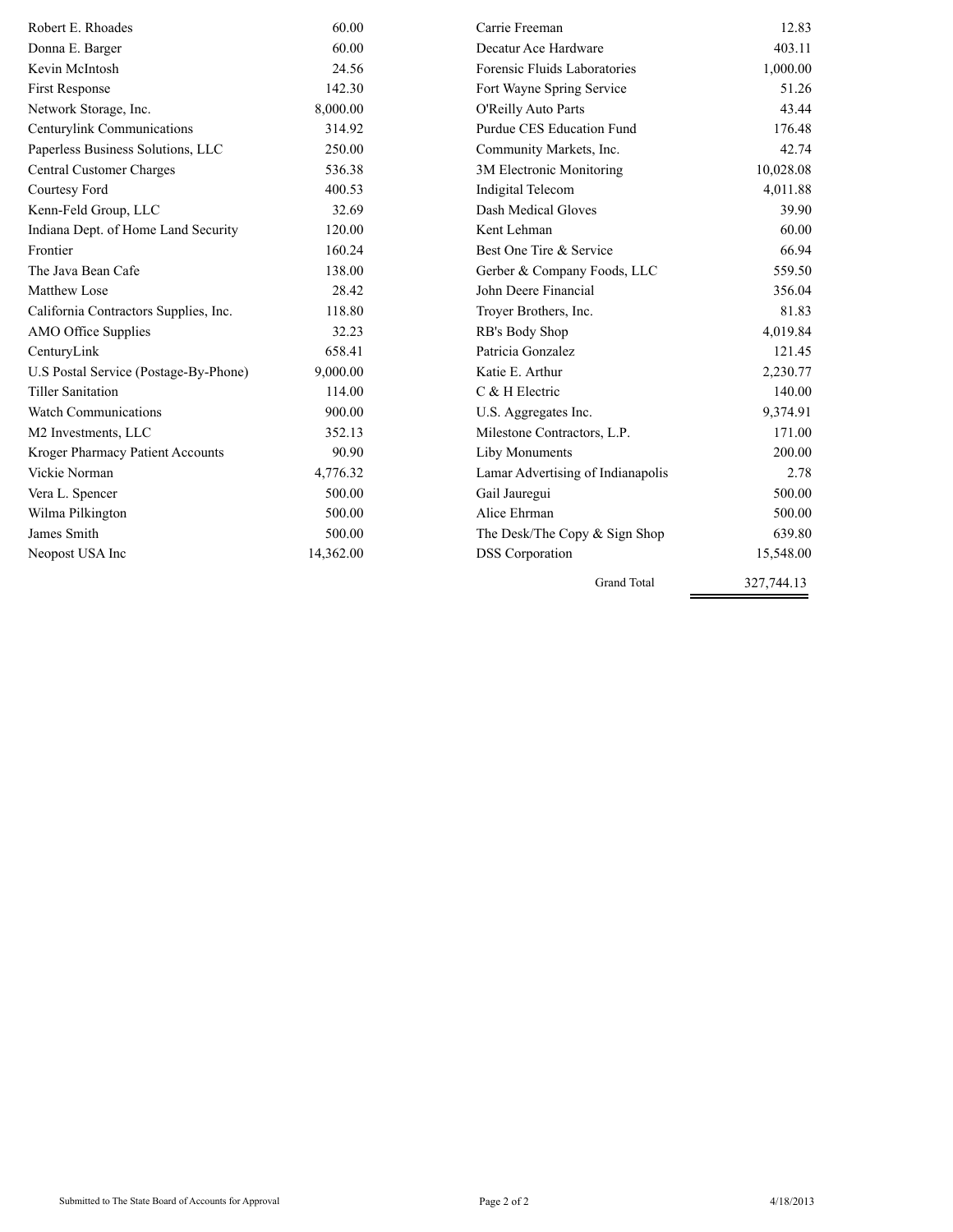| | | | |
|---|---|---|---|
| Robert E. Rhoades | 60.00 | Carrie Freeman | 12.83 |
| Donna E. Barger | 60.00 | Decatur Ace Hardware | 403.11 |
| Kevin McIntosh | 24.56 | Forensic Fluids Laboratories | 1,000.00 |
| First Response | 142.30 | Fort Wayne Spring Service | 51.26 |
| Network Storage, Inc. | 8,000.00 | O'Reilly Auto Parts | 43.44 |
| Centurylink Communications | 314.92 | Purdue CES Education Fund | 176.48 |
| Paperless Business Solutions, LLC | 250.00 | Community Markets, Inc. | 42.74 |
| Central Customer Charges | 536.38 | 3M Electronic Monitoring | 10,028.08 |
| Courtesy Ford | 400.53 | Indigital Telecom | 4,011.88 |
| Kenn-Feld Group, LLC | 32.69 | Dash Medical Gloves | 39.90 |
| Indiana Dept. of Home Land Security | 120.00 | Kent Lehman | 60.00 |
| Frontier | 160.24 | Best One Tire & Service | 66.94 |
| The Java Bean Cafe | 138.00 | Gerber & Company Foods, LLC | 559.50 |
| Matthew Lose | 28.42 | John Deere Financial | 356.04 |
| California Contractors Supplies, Inc. | 118.80 | Troyer Brothers, Inc. | 81.83 |
| AMO Office Supplies | 32.23 | RB's Body Shop | 4,019.84 |
| CenturyLink | 658.41 | Patricia Gonzalez | 121.45 |
| U.S Postal Service (Postage-By-Phone) | 9,000.00 | Katie E. Arthur | 2,230.77 |
| Tiller Sanitation | 114.00 | C & H Electric | 140.00 |
| Watch Communications | 900.00 | U.S. Aggregates Inc. | 9,374.91 |
| M2 Investments, LLC | 352.13 | Milestone Contractors, L.P. | 171.00 |
| Kroger Pharmacy Patient Accounts | 90.90 | Liby Monuments | 200.00 |
| Vickie Norman | 4,776.32 | Lamar Advertising of Indianapolis | 2.78 |
| Vera L. Spencer | 500.00 | Gail Jauregui | 500.00 |
| Wilma Pilkington | 500.00 | Alice Ehrman | 500.00 |
| James Smith | 500.00 | The Desk/The Copy & Sign Shop | 639.80 |
| Neopost USA Inc | 14,362.00 | DSS Corporation | 15,548.00 |
| | | Grand Total | 327,744.13 |

Submitted to The State Board of Accounts for Approval

4/18/2013